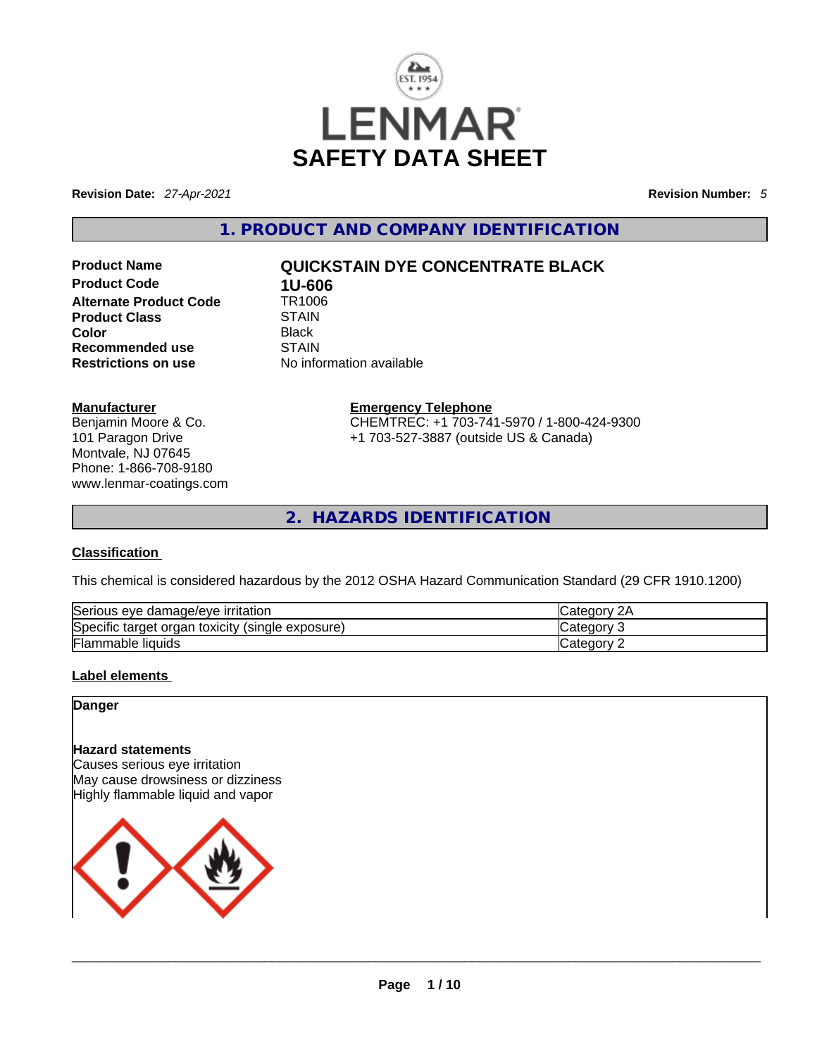# LENMAR

# SAFETY DATA SHEET

**Revision Date:** *27-Apr-2021* **Revision Number:** *5*

## 1. PRODUCT AND COMPANY IDENTIFICATION

| | |
|---|---|
| **Product Name** | **QUICKSTAIN DYE CONCENTRATE BLACK** |
| **Product Code** | **1U-606** |
| **Alternate Product Code** | TR1006 |
| **Product Class** | STAIN |
| **Color** | Black |
| **Recommended use** | STAIN |
| **Restrictions on use** | No information available |

**Manufacturer**
Benjamin Moore & Co.
101 Paragon Drive
Montvale, NJ 07645
Phone: 1-866-708-9180
www.lenmar-coatings.com

**Emergency Telephone**
CHEMTREC: +1 703-741-5970 / 1-800-424-9300
+1 703-527-3887 (outside US & Canada)

## 2. HAZARDS IDENTIFICATION

**Classification**

This chemical is considered hazardous by the 2012 OSHA Hazard Communication Standard (29 CFR 1910.1200)

| | |
|---|---|
| Serious eye damage/eye irritation | Category 2A |
| Specific target organ toxicity (single exposure) | Category 3 |
| Flammable liquids | Category 2 |

**Label elements**

**Danger**

**Hazard statements**
Causes serious eye irritation
May cause drowsiness or dizziness
Highly flammable liquid and vapor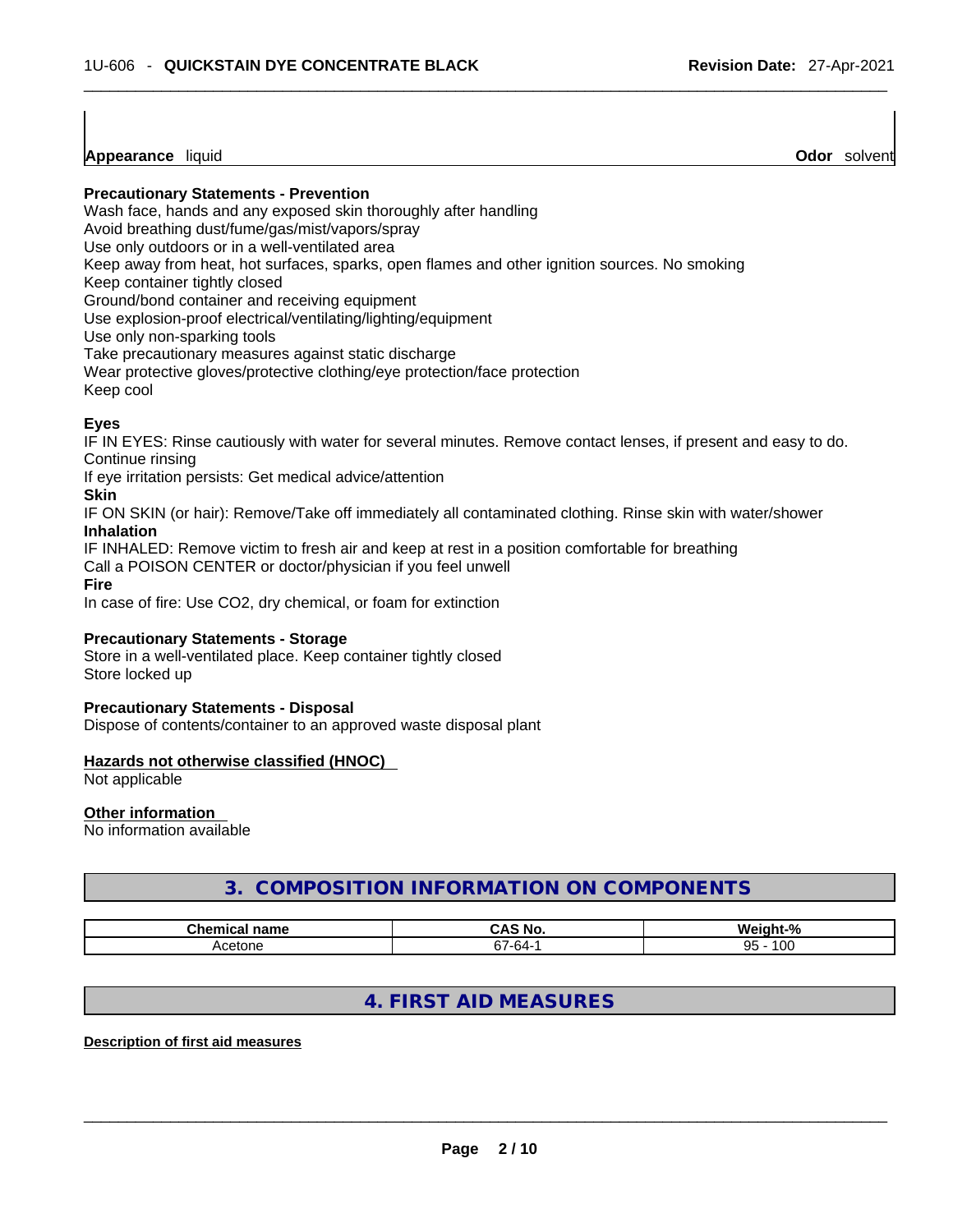**Appearance** liquid **Odor** solvent

**Precautionary Statements - Prevention**

Wash face, hands and any exposed skin thoroughly after handling
Avoid breathing dust/fume/gas/mist/vapors/spray
Use only outdoors or in a well-ventilated area
Keep away from heat, hot surfaces, sparks, open flames and other ignition sources. No smoking
Keep container tightly closed
Ground/bond container and receiving equipment
Use explosion-proof electrical/ventilating/lighting/equipment
Use only non-sparking tools
Take precautionary measures against static discharge
Wear protective gloves/protective clothing/eye protection/face protection
Keep cool

**Eyes**

IF IN EYES: Rinse cautiously with water for several minutes. Remove contact lenses, if present and easy to do. Continue rinsing
If eye irritation persists: Get medical advice/attention

**Skin**

IF ON SKIN (or hair): Remove/Take off immediately all contaminated clothing. Rinse skin with water/shower

**Inhalation**

IF INHALED: Remove victim to fresh air and keep at rest in a position comfortable for breathing
Call a POISON CENTER or doctor/physician if you feel unwell

**Fire**

In case of fire: Use CO2, dry chemical, or foam for extinction

**Precautionary Statements - Storage**

Store in a well-ventilated place. Keep container tightly closed
Store locked up

**Precautionary Statements - Disposal**

Dispose of contents/container to an approved waste disposal plant

**Hazards not otherwise classified (HNOC)**

Not applicable

**Other information**

No information available

## 3. COMPOSITION INFORMATION ON COMPONENTS

| Chemical name | CAS No. | Weight-% |
|---|---|---|
| Acetone | 67-64-1 | 95 - 100 |

## 4. FIRST AID MEASURES

**Description of first aid measures**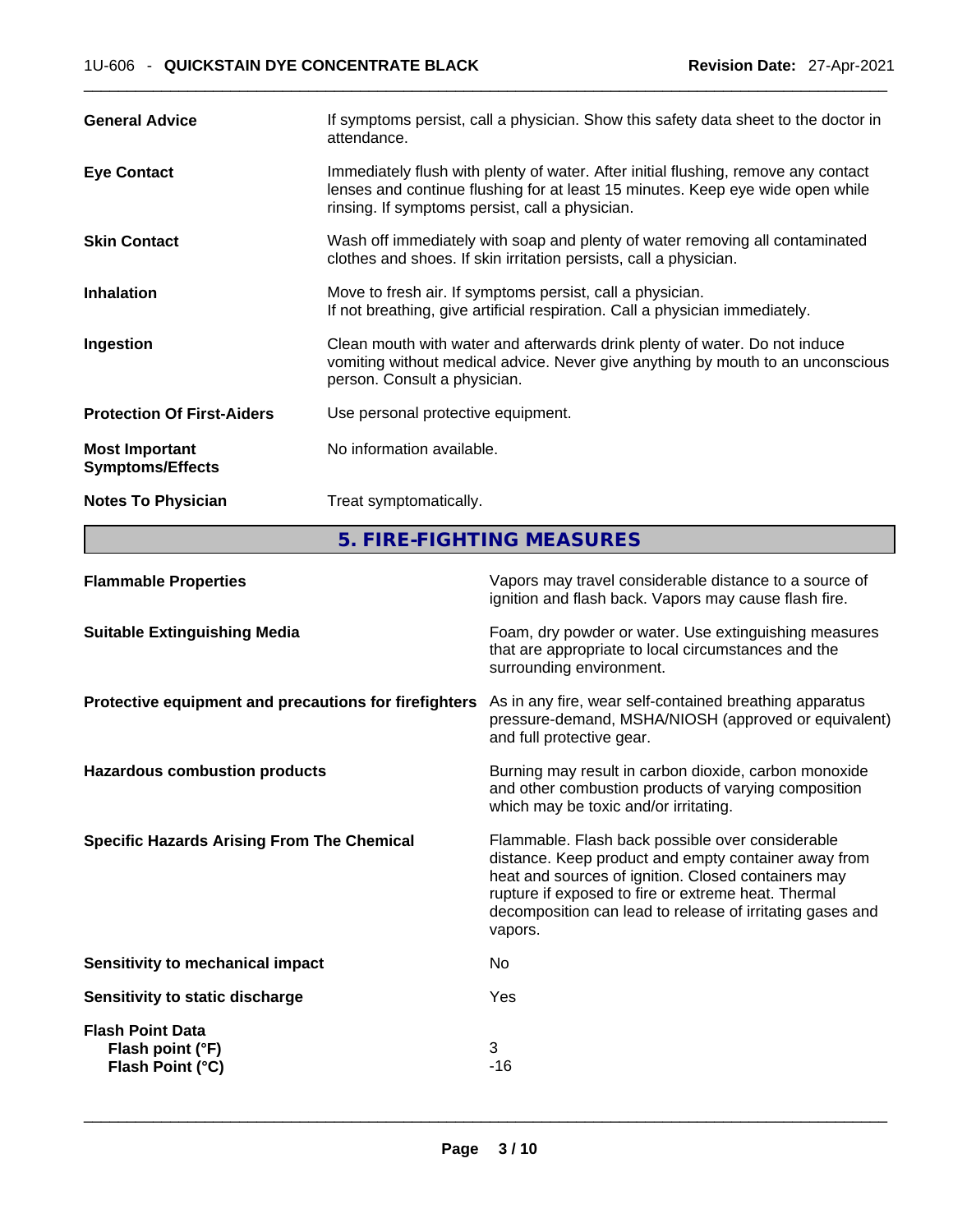| | |
|---|---|
| **General Advice** | If symptoms persist, call a physician. Show this safety data sheet to the doctor in attendance. |
| **Eye Contact** | Immediately flush with plenty of water. After initial flushing, remove any contact lenses and continue flushing for at least 15 minutes. Keep eye wide open while rinsing. If symptoms persist, call a physician. |
| **Skin Contact** | Wash off immediately with soap and plenty of water removing all contaminated clothes and shoes. If skin irritation persists, call a physician. |
| **Inhalation** | Move to fresh air. If symptoms persist, call a physician.<br>If not breathing, give artificial respiration. Call a physician immediately. |
| **Ingestion** | Clean mouth with water and afterwards drink plenty of water. Do not induce vomiting without medical advice. Never give anything by mouth to an unconscious person. Consult a physician. |
| **Protection Of First-Aiders** | Use personal protective equipment. |
| **Most Important Symptoms/Effects** | No information available. |
| **Notes To Physician** | Treat symptomatically. |

## 5. FIRE-FIGHTING MEASURES

| | |
|---|---|
| **Flammable Properties** | Vapors may travel considerable distance to a source of ignition and flash back. Vapors may cause flash fire. |
| **Suitable Extinguishing Media** | Foam, dry powder or water. Use extinguishing measures that are appropriate to local circumstances and the surrounding environment. |
| **Protective equipment and precautions for firefighters** | As in any fire, wear self-contained breathing apparatus pressure-demand, MSHA/NIOSH (approved or equivalent) and full protective gear. |
| **Hazardous combustion products** | Burning may result in carbon dioxide, carbon monoxide and other combustion products of varying composition which may be toxic and/or irritating. |
| **Specific Hazards Arising From The Chemical** | Flammable. Flash back possible over considerable distance. Keep product and empty container away from heat and sources of ignition. Closed containers may rupture if exposed to fire or extreme heat. Thermal decomposition can lead to release of irritating gases and vapors. |
| **Sensitivity to mechanical impact** | No |
| **Sensitivity to static discharge** | Yes |
| **Flash Point Data** | |
| **Flash point (°F)** | 3 |
| **Flash Point (°C)** | -16 |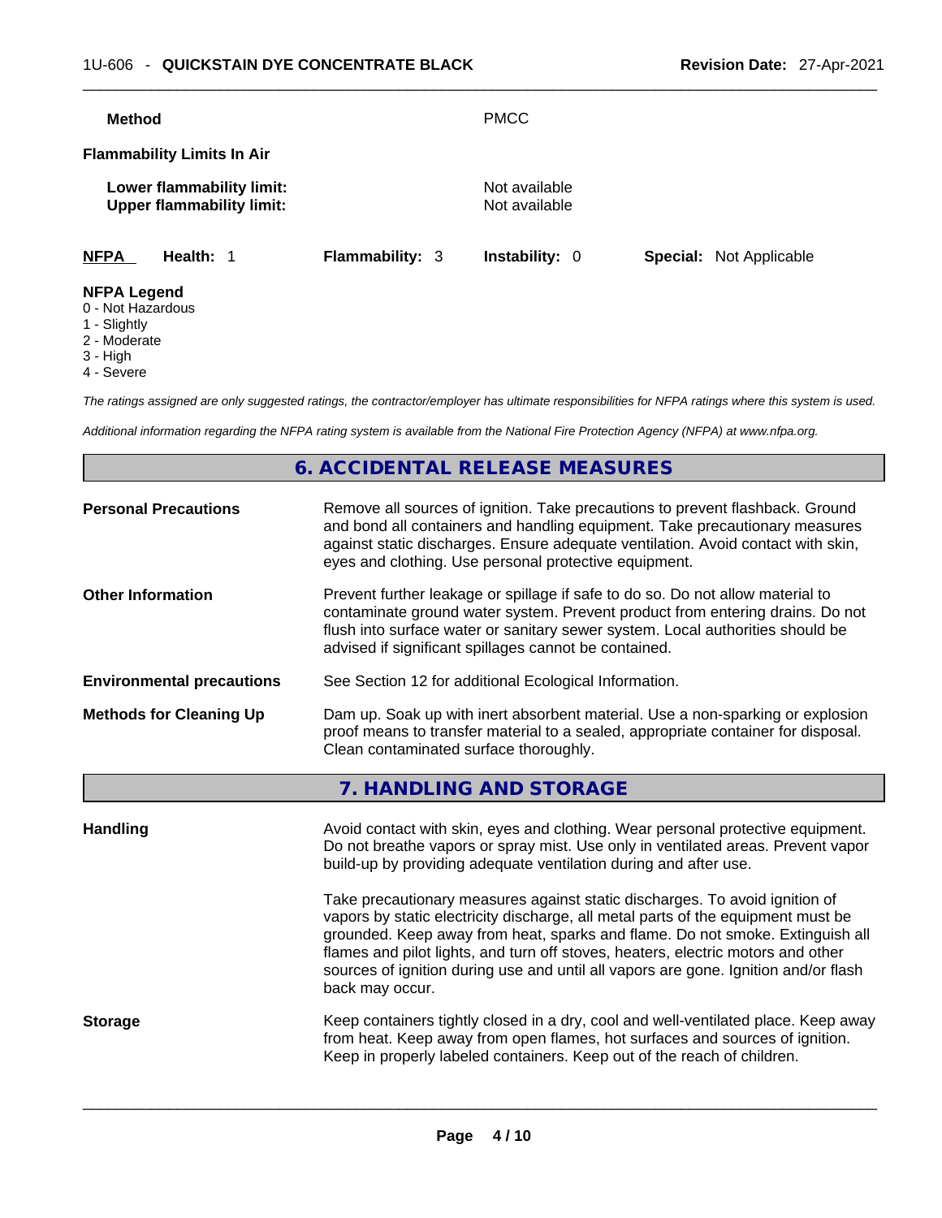| | |
|---|---|
| **Method** | PMCC |

**Flammability Limits In Air**

| | |
|---|---|
| **Lower flammability limit:** | Not available |
| **Upper flammability limit:** | Not available |

| **NFPA** | **Health:** 1 | **Flammability:** 3 | **Instability:** 0 | **Special:** Not Applicable |
|---|---|---|---|---|

**NFPA Legend**
0 - Not Hazardous
1 - Slightly
2 - Moderate
3 - High
4 - Severe

*The ratings assigned are only suggested ratings, the contractor/employer has ultimate responsibilities for NFPA ratings where this system is used.*

*Additional information regarding the NFPA rating system is available from the National Fire Protection Agency (NFPA) at www.nfpa.org.*

## 6. ACCIDENTAL RELEASE MEASURES

| | |
|---|---|
| **Personal Precautions** | Remove all sources of ignition. Take precautions to prevent flashback. Ground and bond all containers and handling equipment. Take precautionary measures against static discharges. Ensure adequate ventilation. Avoid contact with skin, eyes and clothing. Use personal protective equipment. |
| **Other Information** | Prevent further leakage or spillage if safe to do so. Do not allow material to contaminate ground water system. Prevent product from entering drains. Do not flush into surface water or sanitary sewer system. Local authorities should be advised if significant spillages cannot be contained. |
| **Environmental precautions** | See Section 12 for additional Ecological Information. |
| **Methods for Cleaning Up** | Dam up. Soak up with inert absorbent material. Use a non-sparking or explosion proof means to transfer material to a sealed, appropriate container for disposal. Clean contaminated surface thoroughly. |

## 7. HANDLING AND STORAGE

| | |
|---|---|
| **Handling** | Avoid contact with skin, eyes and clothing. Wear personal protective equipment. Do not breathe vapors or spray mist. Use only in ventilated areas. Prevent vapor build-up by providing adequate ventilation during and after use.<br><br>Take precautionary measures against static discharges. To avoid ignition of vapors by static electricity discharge, all metal parts of the equipment must be grounded. Keep away from heat, sparks and flame. Do not smoke. Extinguish all flames and pilot lights, and turn off stoves, heaters, electric motors and other sources of ignition during use and until all vapors are gone. Ignition and/or flash back may occur. |
| **Storage** | Keep containers tightly closed in a dry, cool and well-ventilated place. Keep away from heat. Keep away from open flames, hot surfaces and sources of ignition. Keep in properly labeled containers. Keep out of the reach of children. |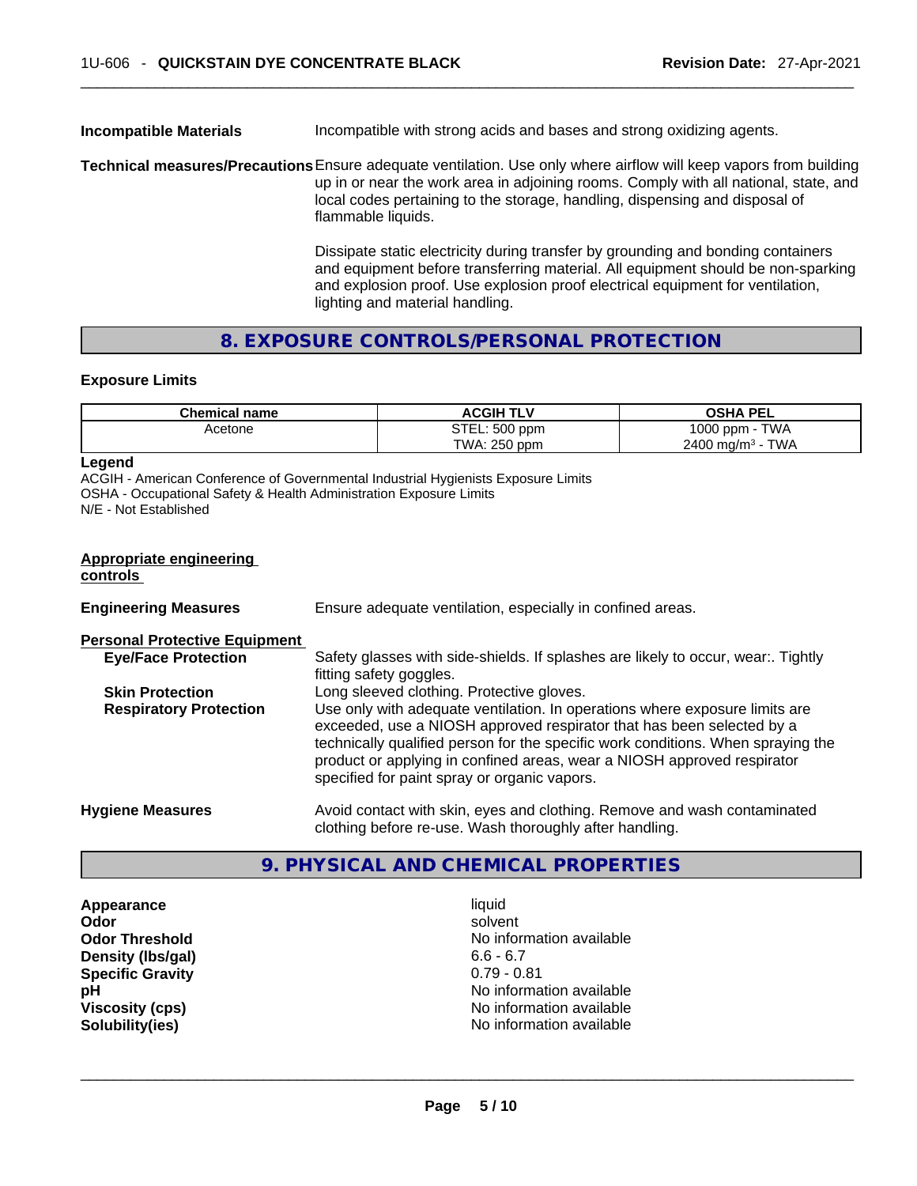**Incompatible Materials** Incompatible with strong acids and bases and strong oxidizing agents.

**Technical measures/Precautions** Ensure adequate ventilation. Use only where airflow will keep vapors from building up in or near the work area in adjoining rooms. Comply with all national, state, and local codes pertaining to the storage, handling, dispensing and disposal of flammable liquids.

Dissipate static electricity during transfer by grounding and bonding containers and equipment before transferring material. All equipment should be non-sparking and explosion proof. Use explosion proof electrical equipment for ventilation, lighting and material handling.

## 8. EXPOSURE CONTROLS/PERSONAL PROTECTION

### Exposure Limits

| Chemical name | ACGIH TLV | OSHA PEL |
|---|---|---|
| Acetone | STEL: 500 ppm<br>TWA: 250 ppm | 1000 ppm - TWA<br>2400 mg/m³ - TWA |

**Legend**
ACGIH - American Conference of Governmental Industrial Hygienists Exposure Limits
OSHA - Occupational Safety & Health Administration Exposure Limits
N/E - Not Established

**Appropriate engineering controls**

**Engineering Measures** Ensure adequate ventilation, especially in confined areas.

**Personal Protective Equipment**

**Eye/Face Protection** Safety glasses with side-shields. If splashes are likely to occur, wear:. Tightly fitting safety goggles.

**Skin Protection** Long sleeved clothing. Protective gloves.

**Respiratory Protection** Use only with adequate ventilation. In operations where exposure limits are exceeded, use a NIOSH approved respirator that has been selected by a technically qualified person for the specific work conditions. When spraying the product or applying in confined areas, wear a NIOSH approved respirator specified for paint spray or organic vapors.

**Hygiene Measures** Avoid contact with skin, eyes and clothing. Remove and wash contaminated clothing before re-use. Wash thoroughly after handling.

## 9. PHYSICAL AND CHEMICAL PROPERTIES

**Appearance** liquid
**Odor** solvent
**Odor Threshold** No information available
**Density (lbs/gal)** 6.6 - 6.7
**Specific Gravity** 0.79 - 0.81
**pH** No information available
**Viscosity (cps)** No information available
**Solubility(ies)** No information available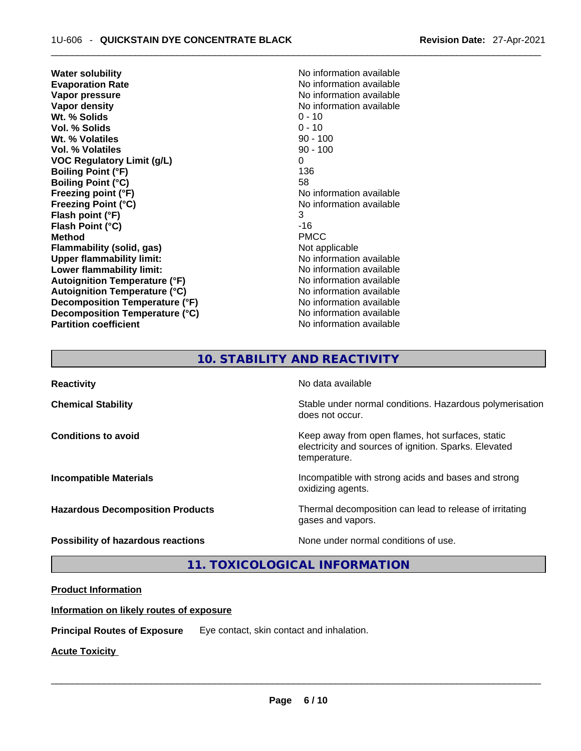| | |
|---|---|
| **Water solubility** | No information available |
| **Evaporation Rate** | No information available |
| **Vapor pressure** | No information available |
| **Vapor density** | No information available |
| **Wt. % Solids** | 0 - 10 |
| **Vol. % Solids** | 0 - 10 |
| **Wt. % Volatiles** | 90 - 100 |
| **Vol. % Volatiles** | 90 - 100 |
| **VOC Regulatory Limit (g/L)** | 0 |
| **Boiling Point (°F)** | 136 |
| **Boiling Point (°C)** | 58 |
| **Freezing point (°F)** | No information available |
| **Freezing Point (°C)** | No information available |
| **Flash point (°F)** | 3 |
| **Flash Point (°C)** | -16 |
| **Method** | PMCC |
| **Flammability (solid, gas)** | Not applicable |
| **Upper flammability limit:** | No information available |
| **Lower flammability limit:** | No information available |
| **Autoignition Temperature (°F)** | No information available |
| **Autoignition Temperature (°C)** | No information available |
| **Decomposition Temperature (°F)** | No information available |
| **Decomposition Temperature (°C)** | No information available |
| **Partition coefficient** | No information available |

## 10. STABILITY AND REACTIVITY

| | |
|---|---|
| **Reactivity** | No data available |
| **Chemical Stability** | Stable under normal conditions. Hazardous polymerisation does not occur. |
| **Conditions to avoid** | Keep away from open flames, hot surfaces, static electricity and sources of ignition. Sparks. Elevated temperature. |
| **Incompatible Materials** | Incompatible with strong acids and bases and strong oxidizing agents. |
| **Hazardous Decomposition Products** | Thermal decomposition can lead to release of irritating gases and vapors. |
| **Possibility of hazardous reactions** | None under normal conditions of use. |

## 11. TOXICOLOGICAL INFORMATION

**Product Information**

**Information on likely routes of exposure**

**Principal Routes of Exposure** Eye contact, skin contact and inhalation.

**Acute Toxicity**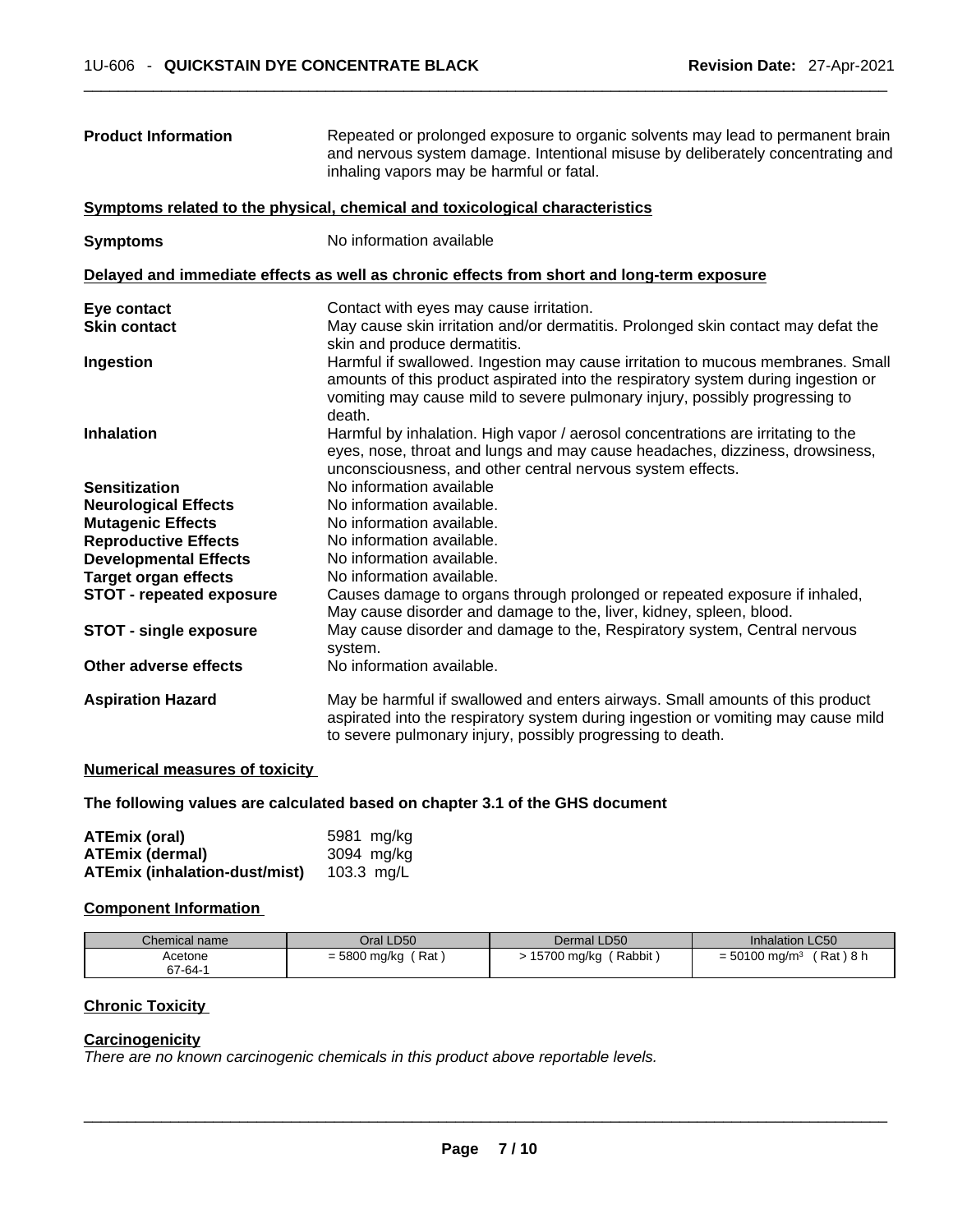**Product Information** Repeated or prolonged exposure to organic solvents may lead to permanent brain and nervous system damage. Intentional misuse by deliberately concentrating and inhaling vapors may be harmful or fatal.

**Symptoms related to the physical, chemical and toxicological characteristics**

**Symptoms** No information available

**Delayed and immediate effects as well as chronic effects from short and long-term exposure**

**Eye contact** Contact with eyes may cause irritation.

**Skin contact** May cause skin irritation and/or dermatitis. Prolonged skin contact may defat the skin and produce dermatitis.

**Ingestion** Harmful if swallowed. Ingestion may cause irritation to mucous membranes. Small amounts of this product aspirated into the respiratory system during ingestion or vomiting may cause mild to severe pulmonary injury, possibly progressing to death.

**Inhalation** Harmful by inhalation. High vapor / aerosol concentrations are irritating to the eyes, nose, throat and lungs and may cause headaches, dizziness, drowsiness, unconsciousness, and other central nervous system effects.

**Sensitization** No information available

**Neurological Effects** No information available.

**Mutagenic Effects** No information available.

**Reproductive Effects** No information available.

**Developmental Effects** No information available.

**Target organ effects** No information available.

**STOT - repeated exposure** Causes damage to organs through prolonged or repeated exposure if inhaled, May cause disorder and damage to the, liver, kidney, spleen, blood.

**STOT - single exposure** May cause disorder and damage to the, Respiratory system, Central nervous system.

**Other adverse effects** No information available.

**Aspiration Hazard** May be harmful if swallowed and enters airways. Small amounts of this product aspirated into the respiratory system during ingestion or vomiting may cause mild to severe pulmonary injury, possibly progressing to death.

**Numerical measures of toxicity**

**The following values are calculated based on chapter 3.1 of the GHS document**

| | |
|---|---|
| **ATEmix (oral)** | 5981 mg/kg |
| **ATEmix (dermal)** | 3094 mg/kg |
| **ATEmix (inhalation-dust/mist)** | 103.3 mg/L |

**Component Information**

| Chemical name | Oral LD50 | Dermal LD50 | Inhalation LC50 |
|---|---|---|---|
| Acetone<br>67-64-1 | = 5800 mg/kg ( Rat ) | > 15700 mg/kg ( Rabbit ) | = 50100 mg/m³ ( Rat ) 8 h |

**Chronic Toxicity**

**Carcinogenicity**

*There are no known carcinogenic chemicals in this product above reportable levels.*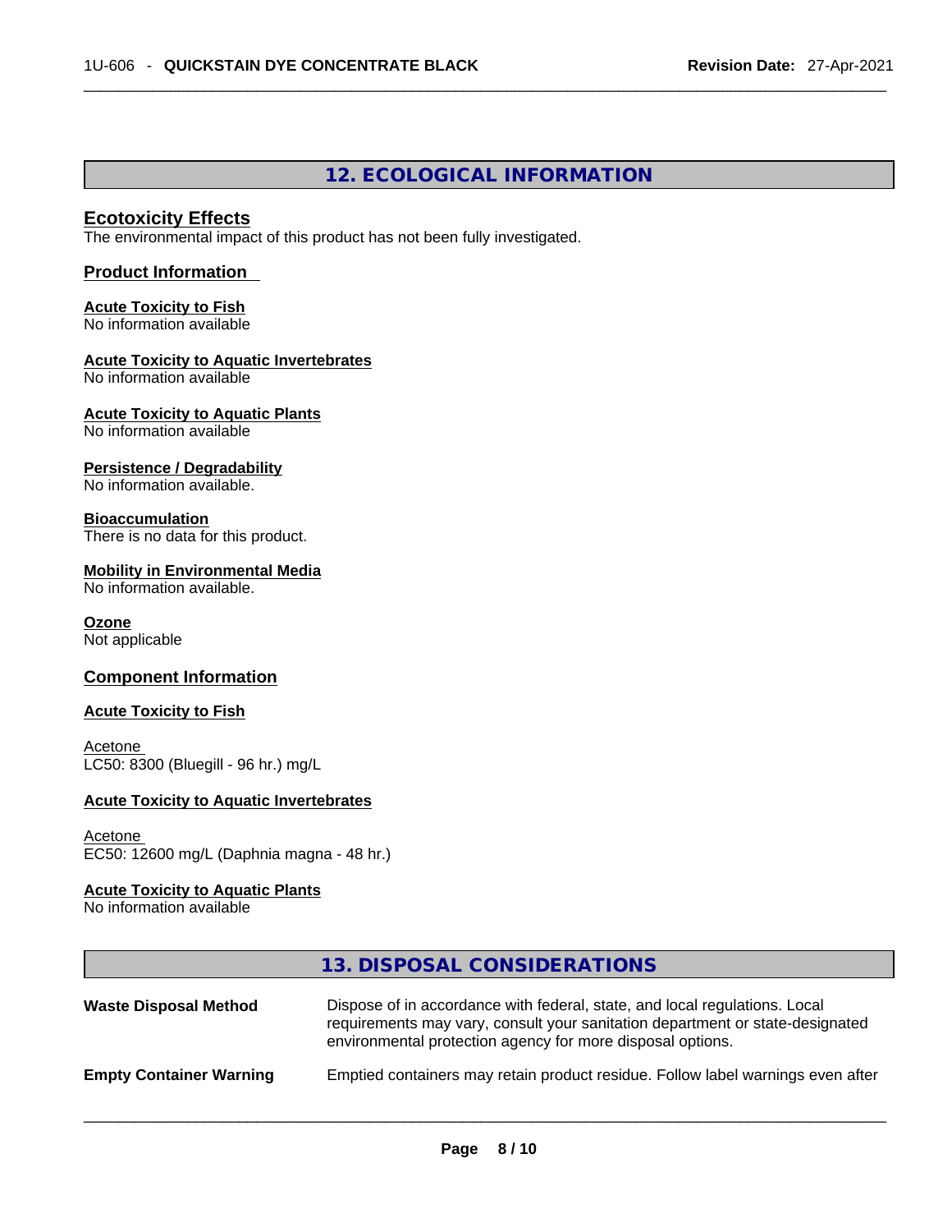## 12. ECOLOGICAL INFORMATION

### Ecotoxicity Effects

The environmental impact of this product has not been fully investigated.

### Product Information

**Acute Toxicity to Fish**
No information available

**Acute Toxicity to Aquatic Invertebrates**
No information available

**Acute Toxicity to Aquatic Plants**
No information available

**Persistence / Degradability**
No information available.

**Bioaccumulation**
There is no data for this product.

**Mobility in Environmental Media**
No information available.

**Ozone**
Not applicable

### Component Information

**Acute Toxicity to Fish**

Acetone
LC50: 8300 (Bluegill - 96 hr.) mg/L

**Acute Toxicity to Aquatic Invertebrates**

Acetone
EC50: 12600 mg/L (Daphnia magna - 48 hr.)

**Acute Toxicity to Aquatic Plants**
No information available

## 13. DISPOSAL CONSIDERATIONS

| | |
|---|---|
| **Waste Disposal Method** | Dispose of in accordance with federal, state, and local regulations. Local requirements may vary, consult your sanitation department or state-designated environmental protection agency for more disposal options. |
| **Empty Container Warning** | Emptied containers may retain product residue. Follow label warnings even after |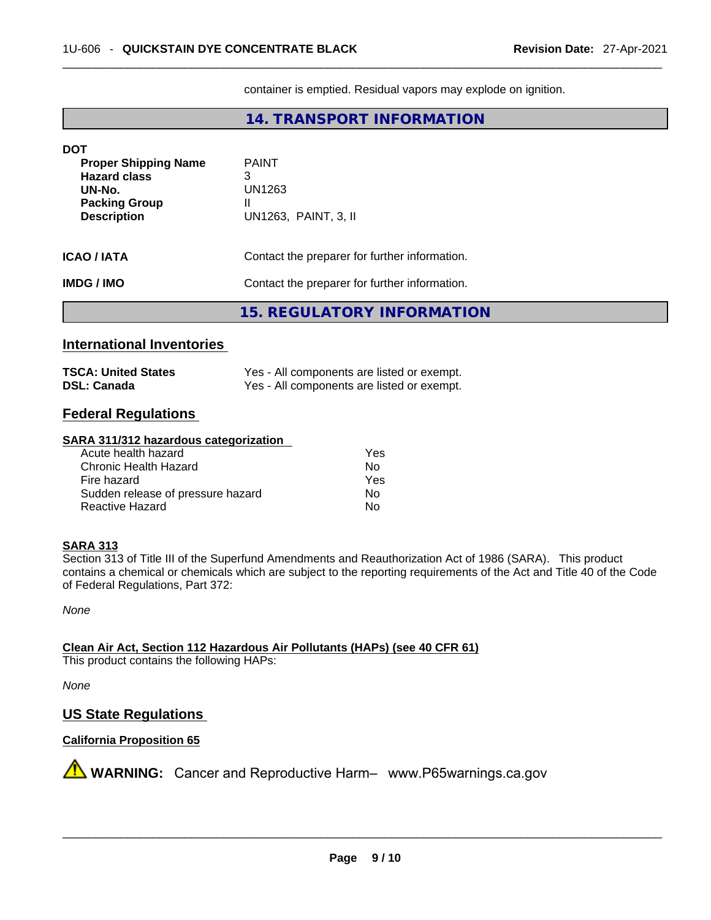container is emptied. Residual vapors may explode on ignition.

## 14. TRANSPORT INFORMATION

**DOT**

| | |
|---|---|
| **Proper Shipping Name** | PAINT |
| **Hazard class** | 3 |
| **UN-No.** | UN1263 |
| **Packing Group** | II |
| **Description** | UN1263, PAINT, 3, II |

**ICAO / IATA** Contact the preparer for further information.

**IMDG / IMO** Contact the preparer for further information.

## 15. REGULATORY INFORMATION

### International Inventories

| | |
|---|---|
| **TSCA: United States** | Yes - All components are listed or exempt. |
| **DSL: Canada** | Yes - All components are listed or exempt. |

### Federal Regulations

**SARA 311/312 hazardous categorization**

| | |
|---|---|
| Acute health hazard | Yes |
| Chronic Health Hazard | No |
| Fire hazard | Yes |
| Sudden release of pressure hazard | No |
| Reactive Hazard | No |

**SARA 313**

Section 313 of Title III of the Superfund Amendments and Reauthorization Act of 1986 (SARA). This product contains a chemical or chemicals which are subject to the reporting requirements of the Act and Title 40 of the Code of Federal Regulations, Part 372:

*None*

**Clean Air Act, Section 112 Hazardous Air Pollutants (HAPs) (see 40 CFR 61)**

This product contains the following HAPs:

*None*

### US State Regulations

**California Proposition 65**

⚠ **WARNING:** Cancer and Reproductive Harm– www.P65warnings.ca.gov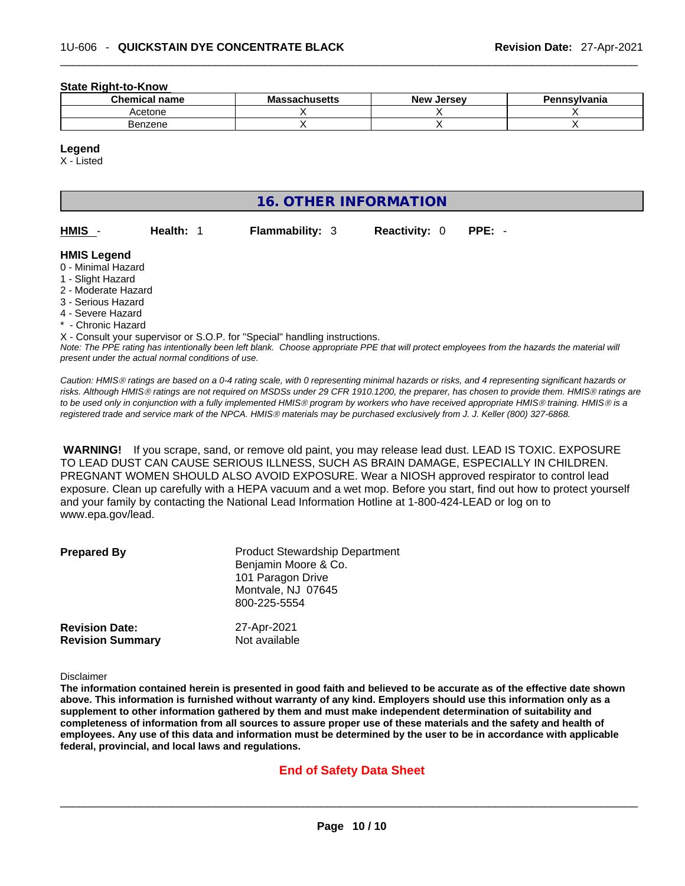**State Right-to-Know**

| Chemical name | Massachusetts | New Jersey | Pennsylvania |
|---|---|---|---|
| Acetone | X | X | X |
| Benzene | X | X | X |

**Legend**
X - Listed

## 16. OTHER INFORMATION

| HMIS - | Health: 1 | Flammability: 3 | Reactivity: 0 | PPE: - |
|---|---|---|---|---|

**HMIS Legend**
0 - Minimal Hazard
1 - Slight Hazard
2 - Moderate Hazard
3 - Serious Hazard
4 - Severe Hazard
* - Chronic Hazard
X - Consult your supervisor or S.O.P. for "Special" handling instructions.

*Note: The PPE rating has intentionally been left blank. Choose appropriate PPE that will protect employees from the hazards the material will present under the actual normal conditions of use.*

*Caution: HMIS® ratings are based on a 0-4 rating scale, with 0 representing minimal hazards or risks, and 4 representing significant hazards or risks. Although HMIS® ratings are not required on MSDSs under 29 CFR 1910.1200, the preparer, has chosen to provide them. HMIS® ratings are to be used only in conjunction with a fully implemented HMIS® program by workers who have received appropriate HMIS® training. HMIS® is a registered trade and service mark of the NPCA. HMIS® materials may be purchased exclusively from J. J. Keller (800) 327-6868.*

**WARNING!** If you scrape, sand, or remove old paint, you may release lead dust. LEAD IS TOXIC. EXPOSURE TO LEAD DUST CAN CAUSE SERIOUS ILLNESS, SUCH AS BRAIN DAMAGE, ESPECIALLY IN CHILDREN. PREGNANT WOMEN SHOULD ALSO AVOID EXPOSURE. Wear a NIOSH approved respirator to control lead exposure. Clean up carefully with a HEPA vacuum and a wet mop. Before you start, find out how to protect yourself and your family by contacting the National Lead Information Hotline at 1-800-424-LEAD or log on to www.epa.gov/lead.

**Prepared By**
Product Stewardship Department
Benjamin Moore & Co.
101 Paragon Drive
Montvale, NJ 07645
800-225-5554

**Revision Date:** 27-Apr-2021
**Revision Summary** Not available

Disclaimer

**The information contained herein is presented in good faith and believed to be accurate as of the effective date shown above. This information is furnished without warranty of any kind. Employers should use this information only as a supplement to other information gathered by them and must make independent determination of suitability and completeness of information from all sources to assure proper use of these materials and the safety and health of employees. Any use of this data and information must be determined by the user to be in accordance with applicable federal, provincial, and local laws and regulations.**

**End of Safety Data Sheet**